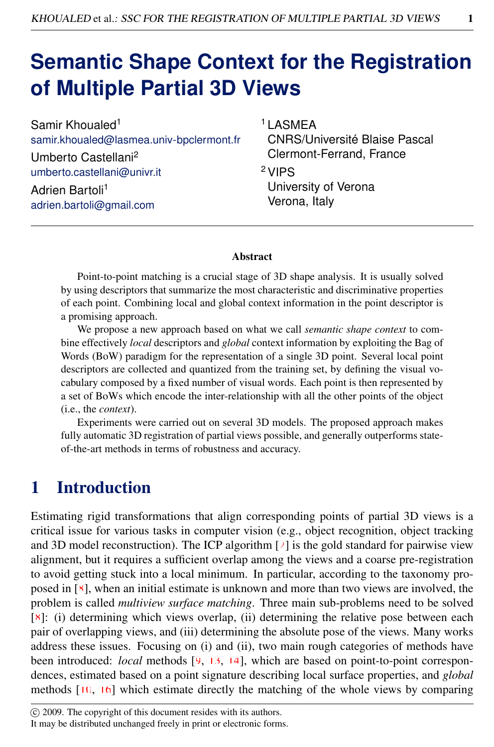# Semantic Shape Context for the Registration of Multiple Partial 3D Views

Samir Khoualed[1]
samir.khoualed@lasmea.univ-bpclermont.fr

Umberto Castellani[2]
umberto.castellani@univr.it

Adrien Bartoli[1]
adrien.bartoli@gmail.com

[1] LASMEA
CNRS/Université Blaise Pascal
Clermont-Ferrand, France

[2] VIPS
University of Verona
Verona, Italy

## Abstract

Point-to-point matching is a crucial stage of 3D shape analysis. It is usually solved by using descriptors that summarize the most characteristic and discriminative properties of each point. Combining local and global context information in the point descriptor is a promising approach.

We propose a new approach based on what we call *semantic shape context* to combine effectively *local* descriptors and *global* context information by exploiting the Bag of Words (BoW) paradigm for the representation of a single 3D point. Several local point descriptors are collected and quantized from the training set, by defining the visual vocabulary composed by a fixed number of visual words. Each point is then represented by a set of BoWs which encode the inter-relationship with all the other points of the object (i.e., the *context*).

Experiments were carried out on several 3D models. The proposed approach makes fully automatic 3D registration of partial views possible, and generally outperforms state-of-the-art methods in terms of robustness and accuracy.

## 1 Introduction

Estimating rigid transformations that align corresponding points of partial 3D views is a critical issue for various tasks in computer vision (e.g., object recognition, object tracking and 3D model reconstruction). The ICP algorithm [2] is the gold standard for pairwise view alignment, but it requires a sufficient overlap among the views and a coarse pre-registration to avoid getting stuck into a local minimum. In particular, according to the taxonomy proposed in [8], when an initial estimate is unknown and more than two views are involved, the problem is called *multiview surface matching*. Three main sub-problems need to be solved [8]: (i) determining which views overlap, (ii) determining the relative pose between each pair of overlapping views, and (iii) determining the absolute pose of the views. Many works address these issues. Focusing on (i) and (ii), two main rough categories of methods have been introduced: *local* methods [9, 13, 14], which are based on point-to-point correspondences, estimated based on a point signature describing local surface properties, and *global* methods [10, 16] which estimate directly the matching of the whole views by comparing

© 2009. The copyright of this document resides with its authors.
It may be distributed unchanged freely in print or electronic forms.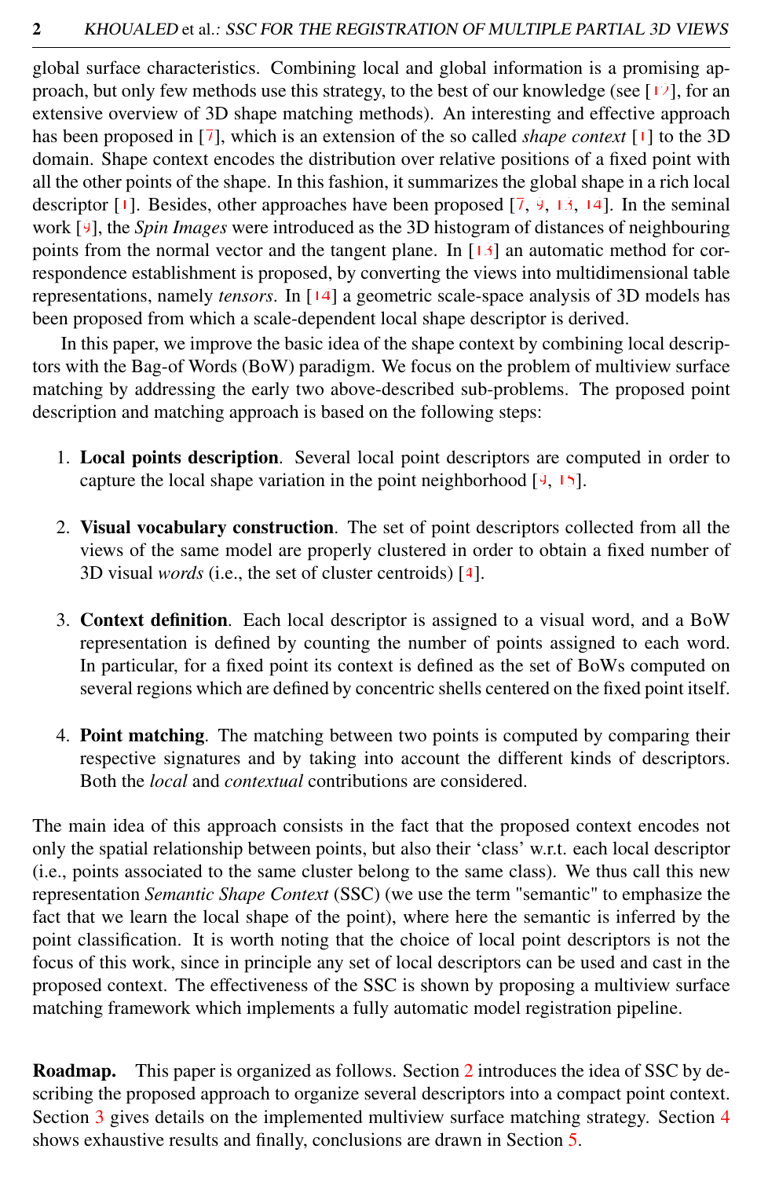global surface characteristics. Combining local and global information is a promising approach, but only few methods use this strategy, to the best of our knowledge (see [12], for an extensive overview of 3D shape matching methods). An interesting and effective approach has been proposed in [7], which is an extension of the so called *shape context* [1] to the 3D domain. Shape context encodes the distribution over relative positions of a fixed point with all the other points of the shape. In this fashion, it summarizes the global shape in a rich local descriptor [1]. Besides, other approaches have been proposed [7, 9, 13, 14]. In the seminal work [9], the *Spin Images* were introduced as the 3D histogram of distances of neighbouring points from the normal vector and the tangent plane. In [13] an automatic method for correspondence establishment is proposed, by converting the views into multidimensional table representations, namely *tensors*. In [14] a geometric scale-space analysis of 3D models has been proposed from which a scale-dependent local shape descriptor is derived.

In this paper, we improve the basic idea of the shape context by combining local descriptors with the Bag-of Words (BoW) paradigm. We focus on the problem of multiview surface matching by addressing the early two above-described sub-problems. The proposed point description and matching approach is based on the following steps:

1. **Local points description**. Several local point descriptors are computed in order to capture the local shape variation in the point neighborhood [9, 15].

2. **Visual vocabulary construction**. The set of point descriptors collected from all the views of the same model are properly clustered in order to obtain a fixed number of 3D visual *words* (i.e., the set of cluster centroids) [4].

3. **Context definition**. Each local descriptor is assigned to a visual word, and a BoW representation is defined by counting the number of points assigned to each word. In particular, for a fixed point its context is defined as the set of BoWs computed on several regions which are defined by concentric shells centered on the fixed point itself.

4. **Point matching**. The matching between two points is computed by comparing their respective signatures and by taking into account the different kinds of descriptors. Both the *local* and *contextual* contributions are considered.

The main idea of this approach consists in the fact that the proposed context encodes not only the spatial relationship between points, but also their 'class' w.r.t. each local descriptor (i.e., points associated to the same cluster belong to the same class). We thus call this new representation *Semantic Shape Context* (SSC) (we use the term "semantic" to emphasize the fact that we learn the local shape of the point), where here the semantic is inferred by the point classification. It is worth noting that the choice of local point descriptors is not the focus of this work, since in principle any set of local descriptors can be used and cast in the proposed context. The effectiveness of the SSC is shown by proposing a multiview surface matching framework which implements a fully automatic model registration pipeline.

**Roadmap.** This paper is organized as follows. Section 2 introduces the idea of SSC by describing the proposed approach to organize several descriptors into a compact point context. Section 3 gives details on the implemented multiview surface matching strategy. Section 4 shows exhaustive results and finally, conclusions are drawn in Section 5.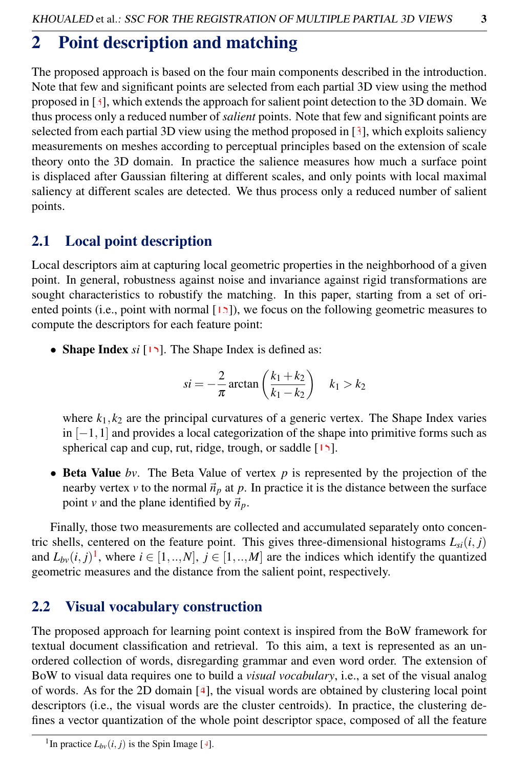## 2 Point description and matching

The proposed approach is based on the four main components described in the introduction. Note that few and significant points are selected from each partial 3D view using the method proposed in [3], which extends the approach for salient point detection to the 3D domain. We thus process only a reduced number of *salient* points. Note that few and significant points are selected from each partial 3D view using the method proposed in [3], which exploits saliency measurements on meshes according to perceptual principles based on the extension of scale theory onto the 3D domain. In practice the salience measures how much a surface point is displaced after Gaussian filtering at different scales, and only points with local maximal saliency at different scales are detected. We thus process only a reduced number of salient points.

### 2.1 Local point description

Local descriptors aim at capturing local geometric properties in the neighborhood of a given point. In general, robustness against noise and invariance against rigid transformations are sought characteristics to robustify the matching. In this paper, starting from a set of oriented points (i.e., point with normal [15]), we focus on the following geometric measures to compute the descriptors for each feature point:

- **Shape Index** *si* [15]. The Shape Index is defined as:

$$si = -\frac{2}{\pi}\arctan\left(\frac{k_1+k_2}{k_1-k_2}\right) \quad k_1 > k_2$$

  where $k_1, k_2$ are the principal curvatures of a generic vertex. The Shape Index varies in $[-1,1]$ and provides a local categorization of the shape into primitive forms such as spherical cap and cup, rut, ridge, trough, or saddle [15].

- **Beta Value** *bv*. The Beta Value of vertex $p$ is represented by the projection of the nearby vertex $v$ to the normal $\vec{n}_p$ at $p$. In practice it is the distance between the surface point $v$ and the plane identified by $\vec{n}_p$.

Finally, those two measurements are collected and accumulated separately onto concentric shells, centered on the feature point. This gives three-dimensional histograms $L_{si}(i,j)$ and $L_{bv}(i,j)$[1], where $i \in [1,..,N]$, $j \in [1,..,M]$ are the indices which identify the quantized geometric measures and the distance from the salient point, respectively.

### 2.2 Visual vocabulary construction

The proposed approach for learning point context is inspired from the BoW framework for textual document classification and retrieval. To this aim, a text is represented as an unordered collection of words, disregarding grammar and even word order. The extension of BoW to visual data requires one to build a *visual vocabulary*, i.e., a set of the visual analog of words. As for the 2D domain [4], the visual words are obtained by clustering local point descriptors (i.e., the visual words are the cluster centroids). In practice, the clustering defines a vector quantization of the whole point descriptor space, composed of all the feature

[1] In practice $L_{bv}(i,j)$ is the Spin Image [9].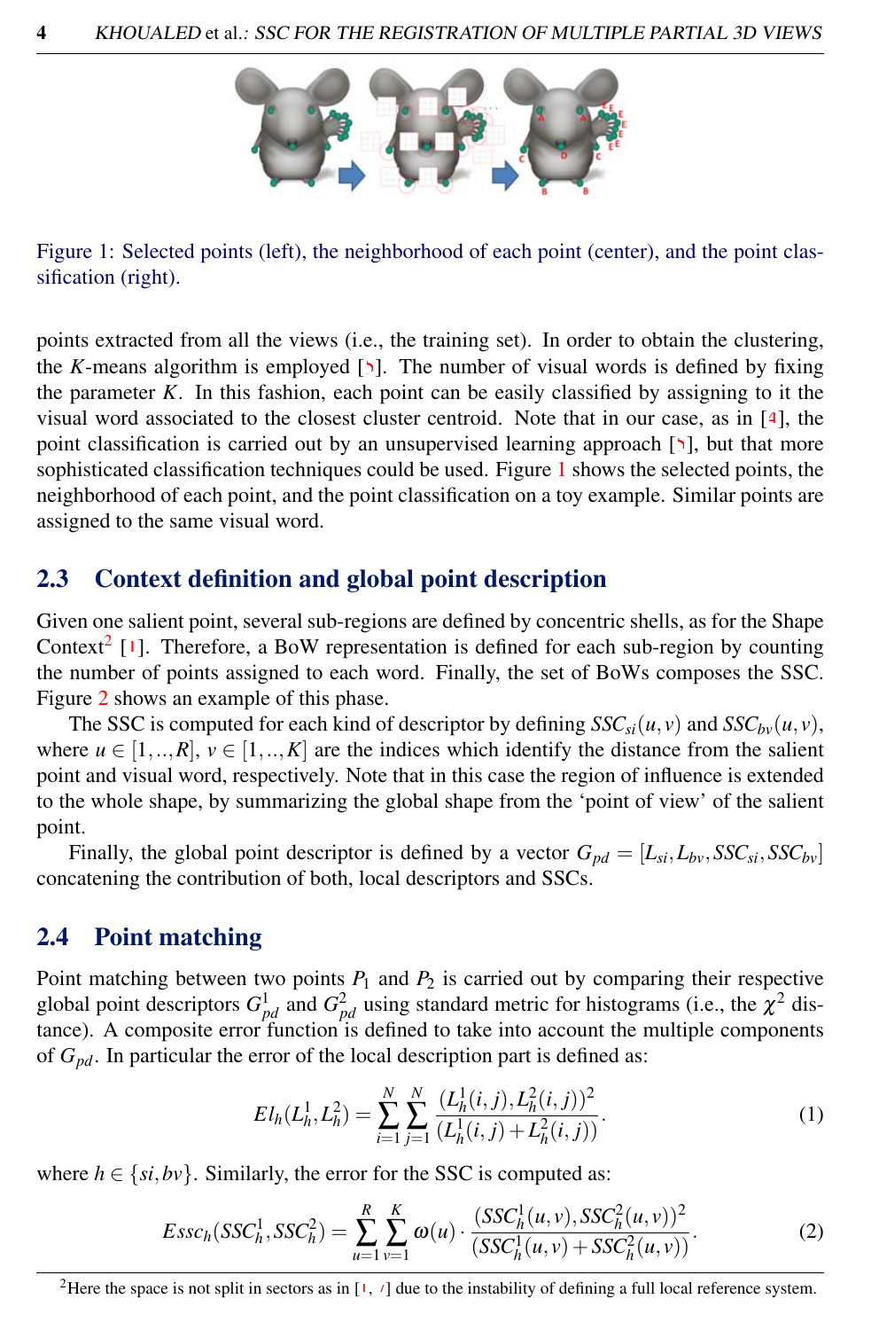Figure 1: Selected points (left), the neighborhood of each point (center), and the point classification (right).

points extracted from all the views (i.e., the training set). In order to obtain the clustering, the $K$-means algorithm is employed [5]. The number of visual words is defined by fixing the parameter $K$. In this fashion, each point can be easily classified by assigning to it the visual word associated to the closest cluster centroid. Note that in our case, as in [4], the point classification is carried out by an unsupervised learning approach [5], but that more sophisticated classification techniques could be used. Figure 1 shows the selected points, the neighborhood of each point, and the point classification on a toy example. Similar points are assigned to the same visual word.

## 2.3 Context definition and global point description

Given one salient point, several sub-regions are defined by concentric shells, as for the Shape Context[2] [1]. Therefore, a BoW representation is defined for each sub-region by counting the number of points assigned to each word. Finally, the set of BoWs composes the SSC. Figure 2 shows an example of this phase.

The SSC is computed for each kind of descriptor by defining $SSC_{si}(u,v)$ and $SSC_{bv}(u,v)$, where $u \in [1,..,R]$, $v \in [1,..,K]$ are the indices which identify the distance from the salient point and visual word, respectively. Note that in this case the region of influence is extended to the whole shape, by summarizing the global shape from the 'point of view' of the salient point.

Finally, the global point descriptor is defined by a vector $G_{pd} = [L_{si}, L_{bv}, SSC_{si}, SSC_{bv}]$ concatening the contribution of both, local descriptors and SSCs.

## 2.4 Point matching

Point matching between two points $P_1$ and $P_2$ is carried out by comparing their respective global point descriptors $G^1_{pd}$ and $G^2_{pd}$ using standard metric for histograms (i.e., the $\chi^2$ distance). A composite error function is defined to take into account the multiple components of $G_{pd}$. In particular the error of the local description part is defined as:

$$El_h(L^1_h, L^2_h) = \sum_{i=1}^{N} \sum_{j=1}^{N} \frac{(L^1_h(i,j), L^2_h(i,j))^2}{(L^1_h(i,j) + L^2_h(i,j))}. \tag{1}$$

where $h \in \{si, bv\}$. Similarly, the error for the SSC is computed as:

$$Essc_h(SSC^1_h, SSC^2_h) = \sum_{u=1}^{R} \sum_{v=1}^{K} \omega(u) \cdot \frac{(SSC^1_h(u,v), SSC^2_h(u,v))^2}{(SSC^1_h(u,v) + SSC^2_h(u,v))}. \tag{2}$$

[2] Here the space is not split in sectors as in [1, 7] due to the instability of defining a full local reference system.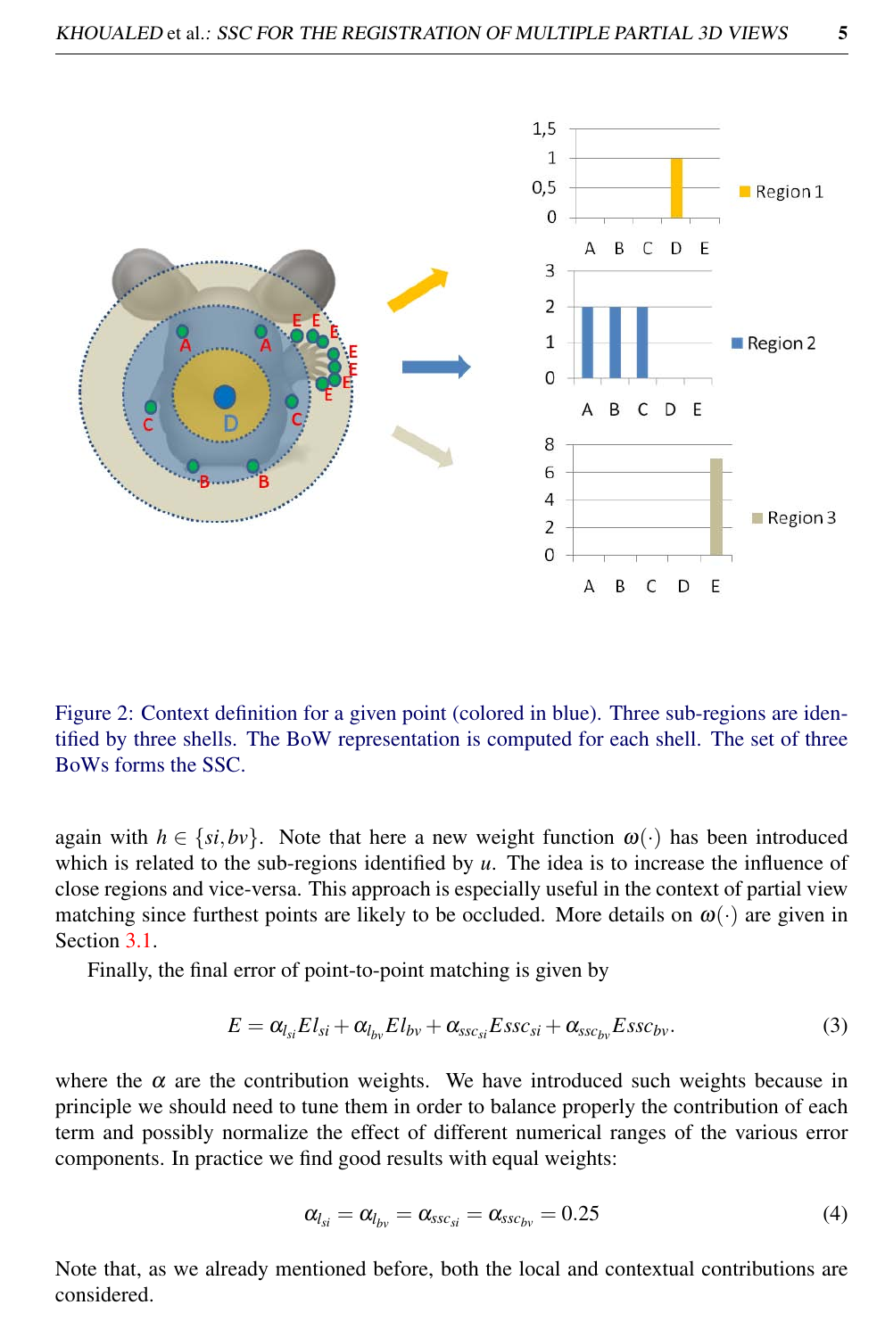Figure 2: Context definition for a given point (colored in blue). Three sub-regions are identified by three shells. The BoW representation is computed for each shell. The set of three BoWs forms the SSC.

again with $h \in \{si, bv\}$. Note that here a new weight function $\omega(\cdot)$ has been introduced which is related to the sub-regions identified by $u$. The idea is to increase the influence of close regions and vice-versa. This approach is especially useful in the context of partial view matching since furthest points are likely to be occluded. More details on $\omega(\cdot)$ are given in Section 3.1.

Finally, the final error of point-to-point matching is given by

$$E = \alpha_{l_{si}} El_{si} + \alpha_{l_{bv}} El_{bv} + \alpha_{ssc_{si}} Essc_{si} + \alpha_{ssc_{bv}} Essc_{bv}. \tag{3}$$

where the $\alpha$ are the contribution weights. We have introduced such weights because in principle we should need to tune them in order to balance properly the contribution of each term and possibly normalize the effect of different numerical ranges of the various error components. In practice we find good results with equal weights:

$$\alpha_{l_{si}} = \alpha_{l_{bv}} = \alpha_{ssc_{si}} = \alpha_{ssc_{bv}} = 0.25 \tag{4}$$

Note that, as we already mentioned before, both the local and contextual contributions are considered.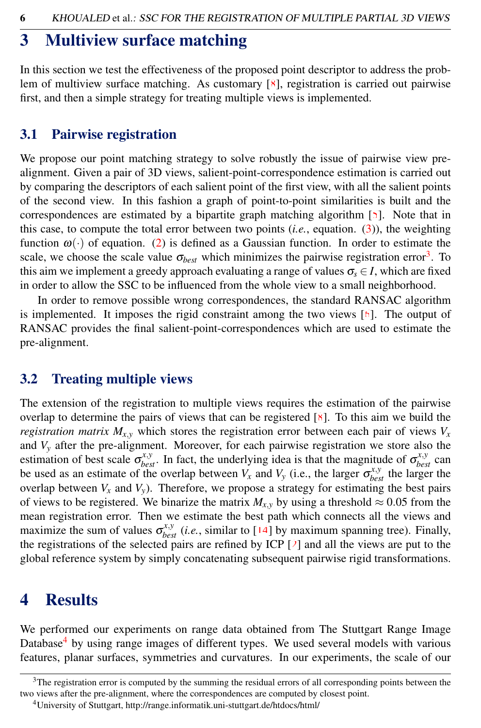# 3 Multiview surface matching

In this section we test the effectiveness of the proposed point descriptor to address the problem of multiview surface matching. As customary [8], registration is carried out pairwise first, and then a simple strategy for treating multiple views is implemented.

## 3.1 Pairwise registration

We propose our point matching strategy to solve robustly the issue of pairwise view pre-alignment. Given a pair of 3D views, salient-point-correspondence estimation is carried out by comparing the descriptors of each salient point of the first view, with all the salient points of the second view. In this fashion a graph of point-to-point similarities is built and the correspondences are estimated by a bipartite graph matching algorithm [5]. Note that in this case, to compute the total error between two points (*i.e.*, equation. (3)), the weighting function $\omega(\cdot)$ of equation. (2) is defined as a Gaussian function. In order to estimate the scale, we choose the scale value $\sigma_{best}$ which minimizes the pairwise registration error[3]. To this aim we implement a greedy approach evaluating a range of values $\sigma_s \in I$, which are fixed in order to allow the SSC to be influenced from the whole view to a small neighborhood.

In order to remove possible wrong correspondences, the standard RANSAC algorithm is implemented. It imposes the rigid constraint among the two views [6]. The output of RANSAC provides the final salient-point-correspondences which are used to estimate the pre-alignment.

## 3.2 Treating multiple views

The extension of the registration to multiple views requires the estimation of the pairwise overlap to determine the pairs of views that can be registered [8]. To this aim we build the *registration matrix* $M_{x,y}$ which stores the registration error between each pair of views $V_x$ and $V_y$ after the pre-alignment. Moreover, for each pairwise registration we store also the estimation of best scale $\sigma_{best}^{x,y}$. In fact, the underlying idea is that the magnitude of $\sigma_{best}^{x,y}$ can be used as an estimate of the overlap between $V_x$ and $V_y$ (i.e., the larger $\sigma_{best}^{x,y}$ the larger the overlap between $V_x$ and $V_y$). Therefore, we propose a strategy for estimating the best pairs of views to be registered. We binarize the matrix $M_{x,y}$ by using a threshold $\approx 0.05$ from the mean registration error. Then we estimate the best path which connects all the views and maximize the sum of values $\sigma_{best}^{x,y}$ (*i.e.*, similar to [14] by maximum spanning tree). Finally, the registrations of the selected pairs are refined by ICP [2] and all the views are put to the global reference system by simply concatenating subsequent pairwise rigid transformations.

# 4 Results

We performed our experiments on range data obtained from The Stuttgart Range Image Database[4] by using range images of different types. We used several models with various features, planar surfaces, symmetries and curvatures. In our experiments, the scale of our

---

[3] The registration error is computed by the summing the residual errors of all corresponding points between the two views after the pre-alignment, where the correspondences are computed by closest point.

[4] University of Stuttgart, http://range.informatik.uni-stuttgart.de/htdocs/html/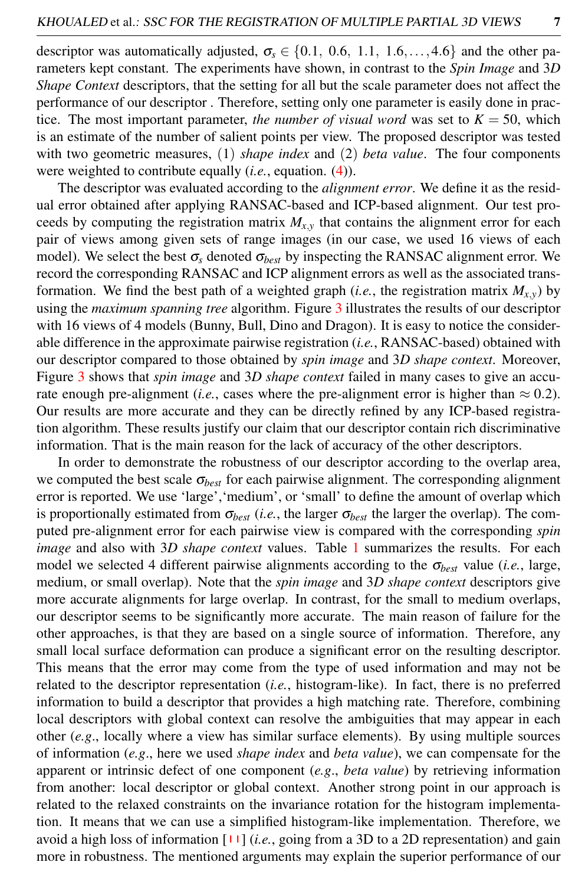descriptor was automatically adjusted, $\sigma_s \in \{0.1,\ 0.6,\ 1.1,\ 1.6, \ldots, 4.6\}$ and the other parameters kept constant. The experiments have shown, in contrast to the *Spin Image* and 3*D Shape Context* descriptors, that the setting for all but the scale parameter does not affect the performance of our descriptor . Therefore, setting only one parameter is easily done in practice. The most important parameter, *the number of visual word* was set to $K = 50$, which is an estimate of the number of salient points per view. The proposed descriptor was tested with two geometric measures, (1) *shape index* and (2) *beta value*. The four components were weighted to contribute equally (*i.e.*, equation. (4)).

The descriptor was evaluated according to the *alignment error*. We define it as the residual error obtained after applying RANSAC-based and ICP-based alignment. Our test proceeds by computing the registration matrix $M_{x,y}$ that contains the alignment error for each pair of views among given sets of range images (in our case, we used 16 views of each model). We select the best $\sigma_s$ denoted $\sigma_{best}$ by inspecting the RANSAC alignment error. We record the corresponding RANSAC and ICP alignment errors as well as the associated transformation. We find the best path of a weighted graph (*i.e.*, the registration matrix $M_{x,y}$) by using the *maximum spanning tree* algorithm. Figure 3 illustrates the results of our descriptor with 16 views of 4 models (Bunny, Bull, Dino and Dragon). It is easy to notice the considerable difference in the approximate pairwise registration (*i.e.*, RANSAC-based) obtained with our descriptor compared to those obtained by *spin image* and 3*D shape context*. Moreover, Figure 3 shows that *spin image* and 3*D shape context* failed in many cases to give an accurate enough pre-alignment (*i.e.*, cases where the pre-alignment error is higher than $\approx 0.2$). Our results are more accurate and they can be directly refined by any ICP-based registration algorithm. These results justify our claim that our descriptor contain rich discriminative information. That is the main reason for the lack of accuracy of the other descriptors.

In order to demonstrate the robustness of our descriptor according to the overlap area, we computed the best scale $\sigma_{best}$ for each pairwise alignment. The corresponding alignment error is reported. We use 'large','medium', or 'small' to define the amount of overlap which is proportionally estimated from $\sigma_{best}$ (*i.e.*, the larger $\sigma_{best}$ the larger the overlap). The computed pre-alignment error for each pairwise view is compared with the corresponding *spin image* and also with 3*D shape context* values. Table 1 summarizes the results. For each model we selected 4 different pairwise alignments according to the $\sigma_{best}$ value (*i.e.*, large, medium, or small overlap). Note that the *spin image* and 3*D shape context* descriptors give more accurate alignments for large overlap. In contrast, for the small to medium overlaps, our descriptor seems to be significantly more accurate. The main reason of failure for the other approaches, is that they are based on a single source of information. Therefore, any small local surface deformation can produce a significant error on the resulting descriptor. This means that the error may come from the type of used information and may not be related to the descriptor representation (*i.e.*, histogram-like). In fact, there is no preferred information to build a descriptor that provides a high matching rate. Therefore, combining local descriptors with global context can resolve the ambiguities that may appear in each other (*e.g.*, locally where a view has similar surface elements). By using multiple sources of information (*e.g.*, here we used *shape index* and *beta value*), we can compensate for the apparent or intrinsic defect of one component (*e.g.*, *beta value*) by retrieving information from another: local descriptor or global context. Another strong point in our approach is related to the relaxed constraints on the invariance rotation for the histogram implementation. It means that we can use a simplified histogram-like implementation. Therefore, we avoid a high loss of information [11] (*i.e.*, going from a 3D to a 2D representation) and gain more in robustness. The mentioned arguments may explain the superior performance of our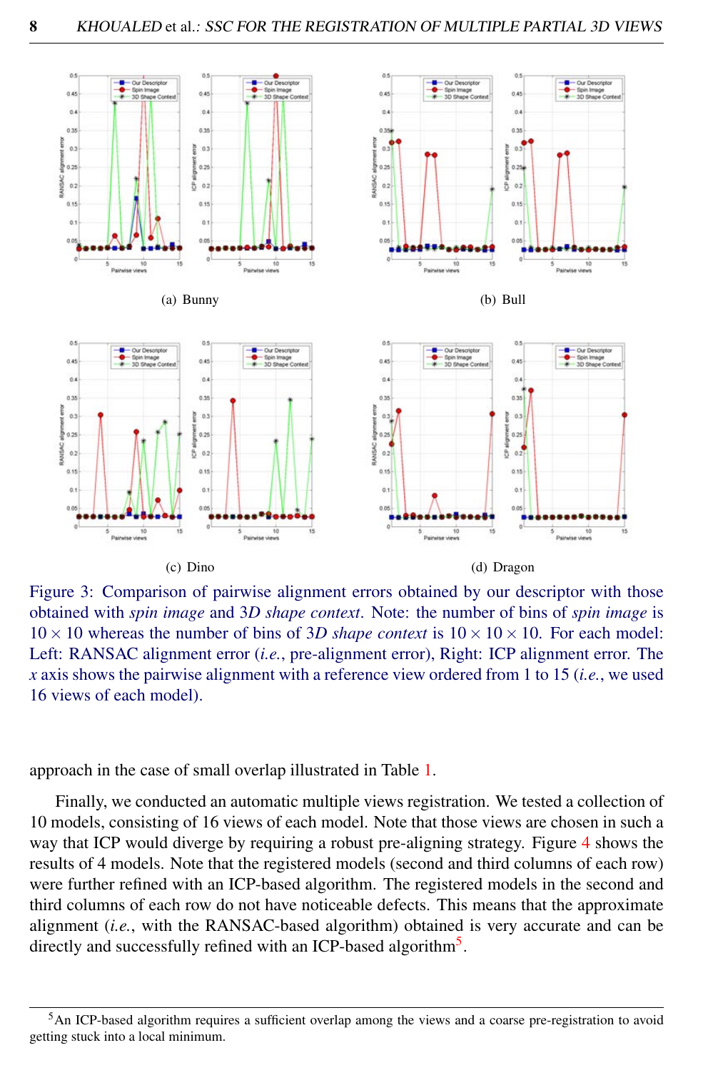(a) Bunny

(b) Bull

(c) Dino

(d) Dragon

Figure 3: Comparison of pairwise alignment errors obtained by our descriptor with those obtained with *spin image* and 3*D shape context*. Note: the number of bins of *spin image* is $10 \times 10$ whereas the number of bins of 3*D shape context* is $10 \times 10 \times 10$. For each model: Left: RANSAC alignment error (*i.e.*, pre-alignment error), Right: ICP alignment error. The *x* axis shows the pairwise alignment with a reference view ordered from 1 to 15 (*i.e.*, we used 16 views of each model).

approach in the case of small overlap illustrated in Table 1.

Finally, we conducted an automatic multiple views registration. We tested a collection of 10 models, consisting of 16 views of each model. Note that those views are chosen in such a way that ICP would diverge by requiring a robust pre-aligning strategy. Figure 4 shows the results of 4 models. Note that the registered models (second and third columns of each row) were further refined with an ICP-based algorithm. The registered models in the second and third columns of each row do not have noticeable defects. This means that the approximate alignment (*i.e.*, with the RANSAC-based algorithm) obtained is very accurate and can be directly and successfully refined with an ICP-based algorithm[5].

[5] An ICP-based algorithm requires a sufficient overlap among the views and a coarse pre-registration to avoid getting stuck into a local minimum.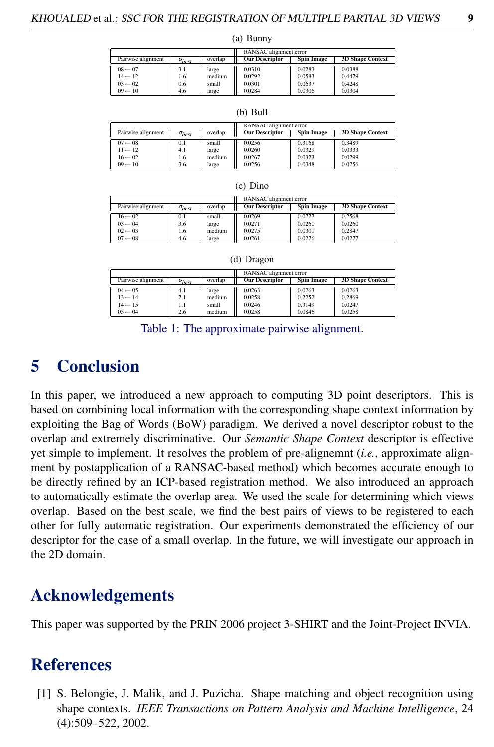(a) Bunny

| Pairwise alignment | $\sigma_{best}$ | overlap | RANSAC alignment error | | |
|---|---|---|---|---|---|
| | | | **Our Descriptor** | **Spin Image** | **3D Shape Context** |
| 08 ← 07 | 3.1 | large | 0.0310 | 0.0283 | 0.0388 |
| 14 ← 12 | 1.6 | medium | 0.0292 | 0.0583 | 0.4479 |
| 03 ← 02 | 0.6 | small | 0.0301 | 0.0637 | 0.4248 |
| 09 ← 10 | 4.6 | large | 0.0284 | 0.0306 | 0.0304 |

(b) Bull

| Pairwise alignment | $\sigma_{best}$ | overlap | RANSAC alignment error | | |
|---|---|---|---|---|---|
| | | | **Our Descriptor** | **Spin Image** | **3D Shape Context** |
| 07 ← 08 | 0.1 | small | 0.0256 | 0.3168 | 0.3489 |
| 11 ← 12 | 4.1 | large | 0.0260 | 0.0329 | 0.0333 |
| 16 ← 02 | 1.6 | medium | 0.0267 | 0.0323 | 0.0299 |
| 09 ← 10 | 3.6 | large | 0.0256 | 0.0348 | 0.0256 |

(c) Dino

| Pairwise alignment | $\sigma_{best}$ | overlap | RANSAC alignment error | | |
|---|---|---|---|---|---|
| | | | **Our Descriptor** | **Spin Image** | **3D Shape Context** |
| 16 ← 02 | 0.1 | small | 0.0269 | 0.0727 | 0.2568 |
| 03 ← 04 | 3.6 | large | 0.0271 | 0.0260 | 0.0260 |
| 02 ← 03 | 1.6 | medium | 0.0275 | 0.0301 | 0.2847 |
| 07 ← 08 | 4.6 | large | 0.0261 | 0.0276 | 0.0277 |

(d) Dragon

| Pairwise alignment | $\sigma_{best}$ | overlap | RANSAC alignment error | | |
|---|---|---|---|---|---|
| | | | **Our Descriptor** | **Spin Image** | **3D Shape Context** |
| 04 ← 05 | 4.1 | large | 0.0263 | 0.0263 | 0.0263 |
| 13 ← 14 | 2.1 | medium | 0.0258 | 0.2252 | 0.2869 |
| 14 ← 15 | 1.1 | small | 0.0246 | 0.3149 | 0.0247 |
| 03 ← 04 | 2.6 | medium | 0.0258 | 0.0846 | 0.0258 |

Table 1: The approximate pairwise alignment.

# 5 Conclusion

In this paper, we introduced a new approach to computing 3D point descriptors. This is based on combining local information with the corresponding shape context information by exploiting the Bag of Words (BoW) paradigm. We derived a novel descriptor robust to the overlap and extremely discriminative. Our *Semantic Shape Context* descriptor is effective yet simple to implement. It resolves the problem of pre-alignemnt (*i.e.*, approximate alignment by postapplication of a RANSAC-based method) which becomes accurate enough to be directly refined by an ICP-based registration method. We also introduced an approach to automatically estimate the overlap area. We used the scale for determining which views overlap. Based on the best scale, we find the best pairs of views to be registered to each other for fully automatic registration. Our experiments demonstrated the efficiency of our descriptor for the case of a small overlap. In the future, we will investigate our approach in the 2D domain.

# Acknowledgements

This paper was supported by the PRIN 2006 project 3-SHIRT and the Joint-Project INVIA.

# References

[1] S. Belongie, J. Malik, and J. Puzicha. Shape matching and object recognition using shape contexts. *IEEE Transactions on Pattern Analysis and Machine Intelligence*, 24 (4):509–522, 2002.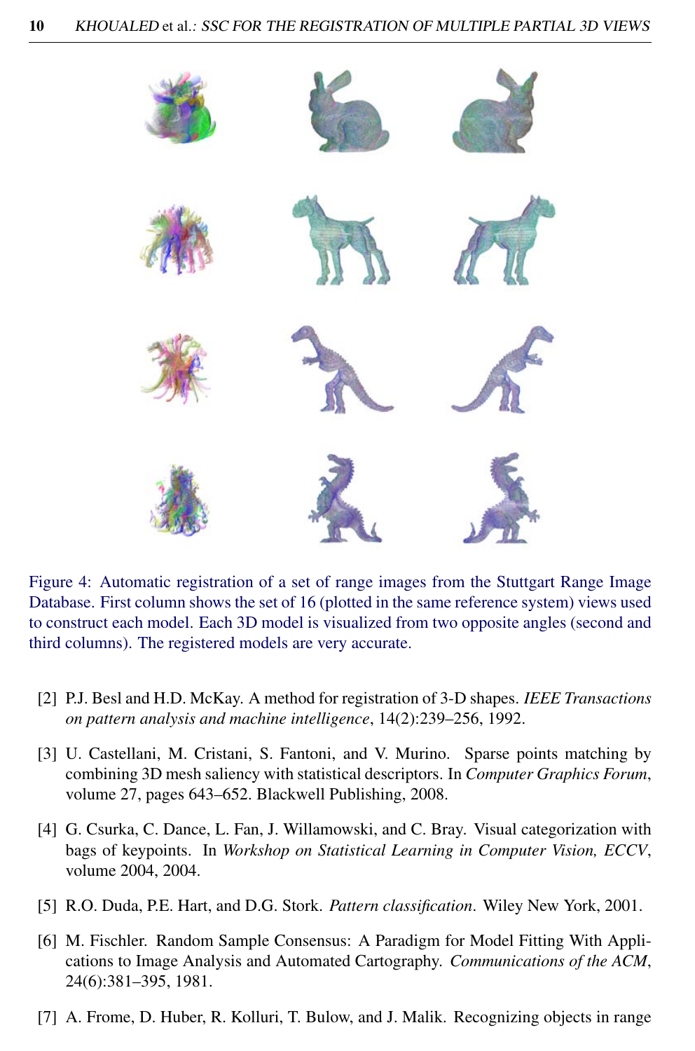Figure 4: Automatic registration of a set of range images from the Stuttgart Range Image Database. First column shows the set of 16 (plotted in the same reference system) views used to construct each model. Each 3D model is visualized from two opposite angles (second and third columns). The registered models are very accurate.

[2] P.J. Besl and H.D. McKay. A method for registration of 3-D shapes. *IEEE Transactions on pattern analysis and machine intelligence*, 14(2):239–256, 1992.

[3] U. Castellani, M. Cristani, S. Fantoni, and V. Murino. Sparse points matching by combining 3D mesh saliency with statistical descriptors. In *Computer Graphics Forum*, volume 27, pages 643–652. Blackwell Publishing, 2008.

[4] G. Csurka, C. Dance, L. Fan, J. Willamowski, and C. Bray. Visual categorization with bags of keypoints. In *Workshop on Statistical Learning in Computer Vision, ECCV*, volume 2004, 2004.

[5] R.O. Duda, P.E. Hart, and D.G. Stork. *Pattern classification*. Wiley New York, 2001.

[6] M. Fischler. Random Sample Consensus: A Paradigm for Model Fitting With Applications to Image Analysis and Automated Cartography. *Communications of the ACM*, 24(6):381–395, 1981.

[7] A. Frome, D. Huber, R. Kolluri, T. Bulow, and J. Malik. Recognizing objects in range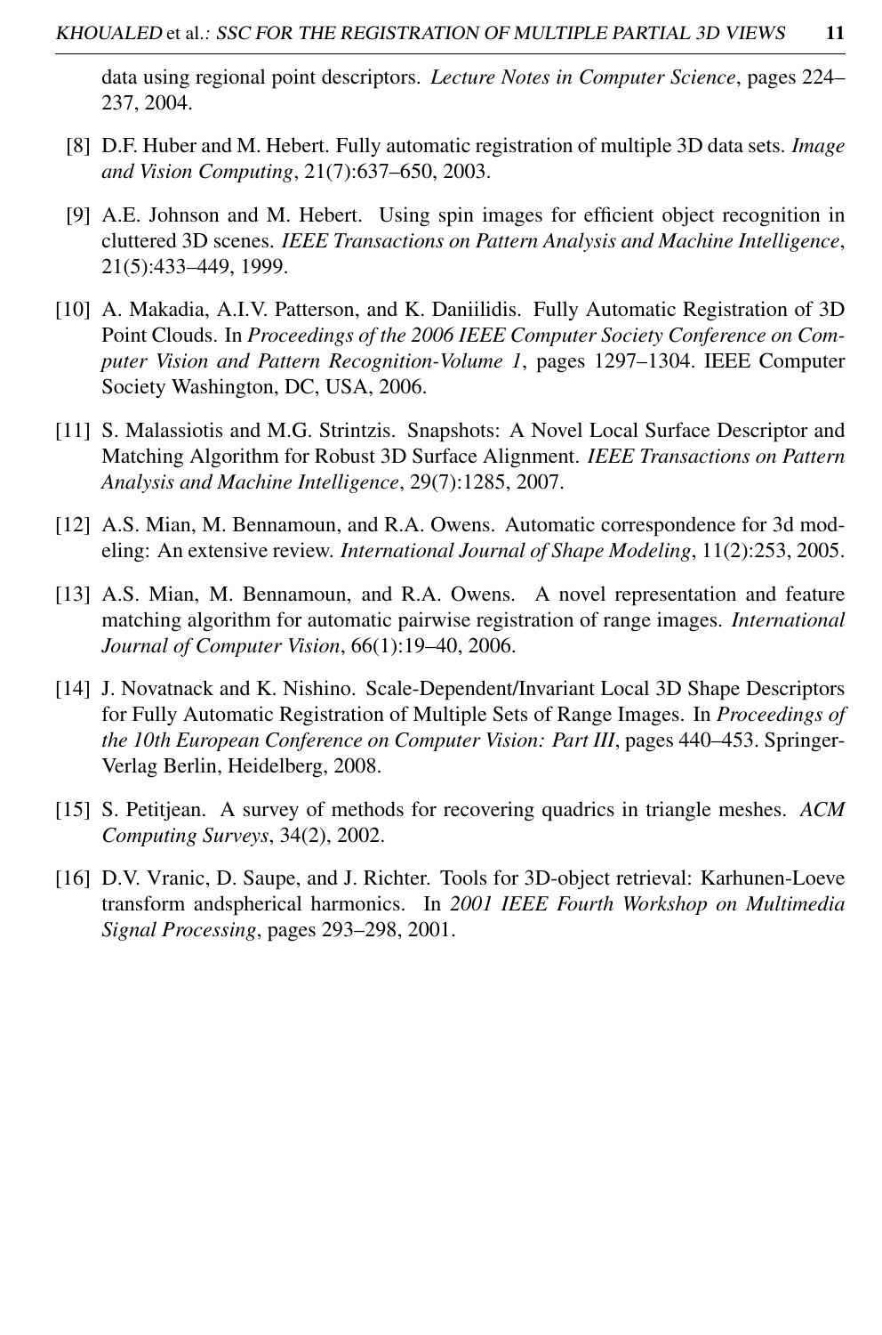data using regional point descriptors. *Lecture Notes in Computer Science*, pages 224–237, 2004.

[8] D.F. Huber and M. Hebert. Fully automatic registration of multiple 3D data sets. *Image and Vision Computing*, 21(7):637–650, 2003.

[9] A.E. Johnson and M. Hebert. Using spin images for efficient object recognition in cluttered 3D scenes. *IEEE Transactions on Pattern Analysis and Machine Intelligence*, 21(5):433–449, 1999.

[10] A. Makadia, A.I.V. Patterson, and K. Daniilidis. Fully Automatic Registration of 3D Point Clouds. In *Proceedings of the 2006 IEEE Computer Society Conference on Computer Vision and Pattern Recognition-Volume 1*, pages 1297–1304. IEEE Computer Society Washington, DC, USA, 2006.

[11] S. Malassiotis and M.G. Strintzis. Snapshots: A Novel Local Surface Descriptor and Matching Algorithm for Robust 3D Surface Alignment. *IEEE Transactions on Pattern Analysis and Machine Intelligence*, 29(7):1285, 2007.

[12] A.S. Mian, M. Bennamoun, and R.A. Owens. Automatic correspondence for 3d modeling: An extensive review. *International Journal of Shape Modeling*, 11(2):253, 2005.

[13] A.S. Mian, M. Bennamoun, and R.A. Owens. A novel representation and feature matching algorithm for automatic pairwise registration of range images. *International Journal of Computer Vision*, 66(1):19–40, 2006.

[14] J. Novatnack and K. Nishino. Scale-Dependent/Invariant Local 3D Shape Descriptors for Fully Automatic Registration of Multiple Sets of Range Images. In *Proceedings of the 10th European Conference on Computer Vision: Part III*, pages 440–453. Springer-Verlag Berlin, Heidelberg, 2008.

[15] S. Petitjean. A survey of methods for recovering quadrics in triangle meshes. *ACM Computing Surveys*, 34(2), 2002.

[16] D.V. Vranic, D. Saupe, and J. Richter. Tools for 3D-object retrieval: Karhunen-Loeve transform andspherical harmonics. In *2001 IEEE Fourth Workshop on Multimedia Signal Processing*, pages 293–298, 2001.